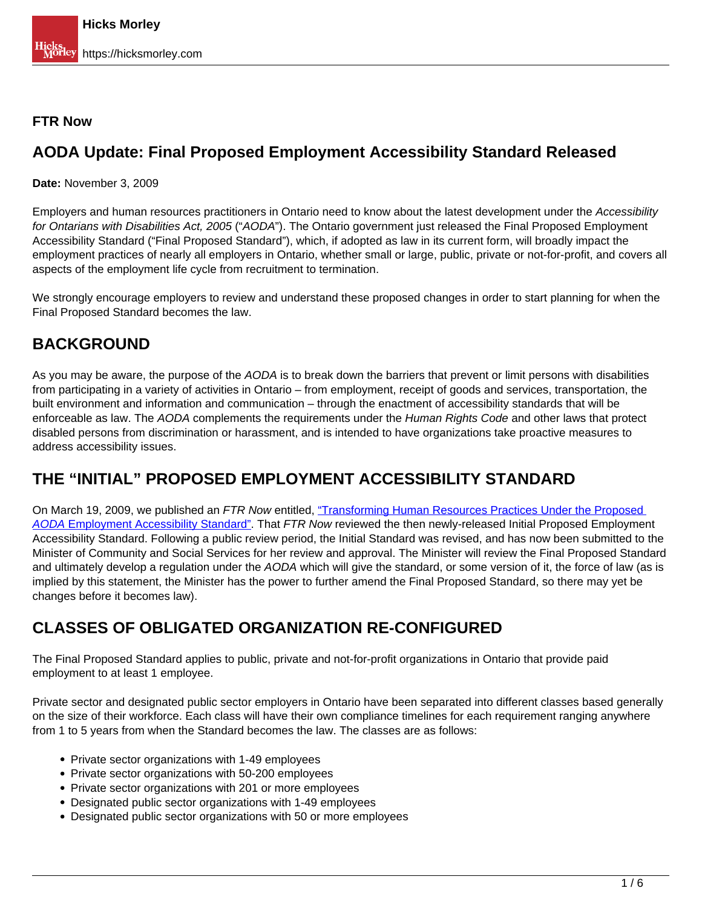**FTR Now**

# AODA Update: Final Proposed Employment Accessibility Standard Released

**Date:** November 3, 2009

Employers and human resources practitioners in Ontario need to know about the latest development under the *Accessibility for Ontarians with Disabilities Act, 2005* ("*AODA*"). The Ontario government just released the Final Proposed Employment Accessibility Standard ("Final Proposed Standard"), which, if adopted as law in its current form, will broadly impact the employment practices of nearly all employers in Ontario, whether small or large, public, private or not-for-profit, and covers all aspects of the employment life cycle from recruitment to termination.

We strongly encourage employers to review and understand these proposed changes in order to start planning for when the Final Proposed Standard becomes the law.

## BACKGROUND

As you may be aware, the purpose of the *AODA* is to break down the barriers that prevent or limit persons with disabilities from participating in a variety of activities in Ontario – from employment, receipt of goods and services, transportation, the built environment and information and communication – through the enactment of accessibility standards that will be enforceable as law. The *AODA* complements the requirements under the *Human Rights Code* and other laws that protect disabled persons from discrimination or harassment, and is intended to have organizations take proactive measures to address accessibility issues.

## THE "INITIAL" PROPOSED EMPLOYMENT ACCESSIBILITY STANDARD

On March 19, 2009, we published an *FTR Now* entitled, "Transforming Human Resources Practices Under the Proposed *AODA* Employment Accessibility Standard". That *FTR Now* reviewed the then newly-released Initial Proposed Employment Accessibility Standard. Following a public review period, the Initial Standard was revised, and has now been submitted to the Minister of Community and Social Services for her review and approval. The Minister will review the Final Proposed Standard and ultimately develop a regulation under the *AODA* which will give the standard, or some version of it, the force of law (as is implied by this statement, the Minister has the power to further amend the Final Proposed Standard, so there may yet be changes before it becomes law).

## CLASSES OF OBLIGATED ORGANIZATION RE-CONFIGURED

The Final Proposed Standard applies to public, private and not-for-profit organizations in Ontario that provide paid employment to at least 1 employee.

Private sector and designated public sector employers in Ontario have been separated into different classes based generally on the size of their workforce. Each class will have their own compliance timelines for each requirement ranging anywhere from 1 to 5 years from when the Standard becomes the law. The classes are as follows:

- Private sector organizations with 1-49 employees
- Private sector organizations with 50-200 employees
- Private sector organizations with 201 or more employees
- Designated public sector organizations with 1-49 employees
- Designated public sector organizations with 50 or more employees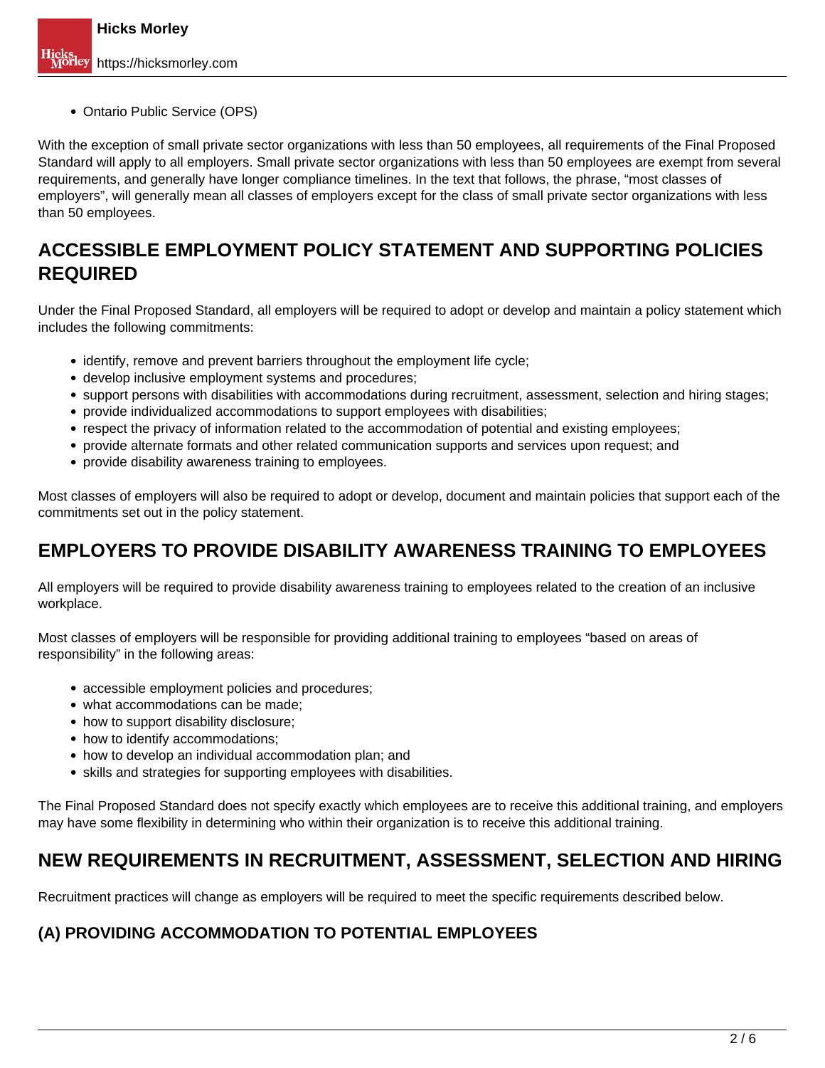- Ontario Public Service (OPS)

With the exception of small private sector organizations with less than 50 employees, all requirements of the Final Proposed Standard will apply to all employers. Small private sector organizations with less than 50 employees are exempt from several requirements, and generally have longer compliance timelines. In the text that follows, the phrase, "most classes of employers", will generally mean all classes of employers except for the class of small private sector organizations with less than 50 employees.

## ACCESSIBLE EMPLOYMENT POLICY STATEMENT AND SUPPORTING POLICIES REQUIRED

Under the Final Proposed Standard, all employers will be required to adopt or develop and maintain a policy statement which includes the following commitments:

- identify, remove and prevent barriers throughout the employment life cycle;
- develop inclusive employment systems and procedures;
- support persons with disabilities with accommodations during recruitment, assessment, selection and hiring stages;
- provide individualized accommodations to support employees with disabilities;
- respect the privacy of information related to the accommodation of potential and existing employees;
- provide alternate formats and other related communication supports and services upon request; and
- provide disability awareness training to employees.

Most classes of employers will also be required to adopt or develop, document and maintain policies that support each of the commitments set out in the policy statement.

## EMPLOYERS TO PROVIDE DISABILITY AWARENESS TRAINING TO EMPLOYEES

All employers will be required to provide disability awareness training to employees related to the creation of an inclusive workplace.

Most classes of employers will be responsible for providing additional training to employees "based on areas of responsibility" in the following areas:

- accessible employment policies and procedures;
- what accommodations can be made;
- how to support disability disclosure;
- how to identify accommodations;
- how to develop an individual accommodation plan; and
- skills and strategies for supporting employees with disabilities.

The Final Proposed Standard does not specify exactly which employees are to receive this additional training, and employers may have some flexibility in determining who within their organization is to receive this additional training.

## NEW REQUIREMENTS IN RECRUITMENT, ASSESSMENT, SELECTION AND HIRING

Recruitment practices will change as employers will be required to meet the specific requirements described below.

### (A) PROVIDING ACCOMMODATION TO POTENTIAL EMPLOYEES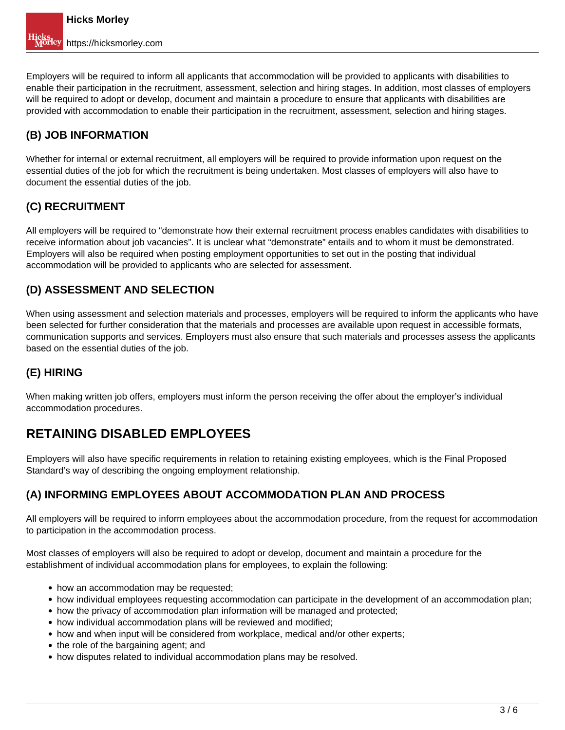Employers will be required to inform all applicants that accommodation will be provided to applicants with disabilities to enable their participation in the recruitment, assessment, selection and hiring stages. In addition, most classes of employers will be required to adopt or develop, document and maintain a procedure to ensure that applicants with disabilities are provided with accommodation to enable their participation in the recruitment, assessment, selection and hiring stages.

### (B) JOB INFORMATION

Whether for internal or external recruitment, all employers will be required to provide information upon request on the essential duties of the job for which the recruitment is being undertaken. Most classes of employers will also have to document the essential duties of the job.

### (C) RECRUITMENT

All employers will be required to "demonstrate how their external recruitment process enables candidates with disabilities to receive information about job vacancies". It is unclear what "demonstrate" entails and to whom it must be demonstrated. Employers will also be required when posting employment opportunities to set out in the posting that individual accommodation will be provided to applicants who are selected for assessment.

### (D) ASSESSMENT AND SELECTION

When using assessment and selection materials and processes, employers will be required to inform the applicants who have been selected for further consideration that the materials and processes are available upon request in accessible formats, communication supports and services. Employers must also ensure that such materials and processes assess the applicants based on the essential duties of the job.

### (E) HIRING

When making written job offers, employers must inform the person receiving the offer about the employer's individual accommodation procedures.

## RETAINING DISABLED EMPLOYEES

Employers will also have specific requirements in relation to retaining existing employees, which is the Final Proposed Standard's way of describing the ongoing employment relationship.

### (A) INFORMING EMPLOYEES ABOUT ACCOMMODATION PLAN AND PROCESS

All employers will be required to inform employees about the accommodation procedure, from the request for accommodation to participation in the accommodation process.

Most classes of employers will also be required to adopt or develop, document and maintain a procedure for the establishment of individual accommodation plans for employees, to explain the following:

- how an accommodation may be requested;
- how individual employees requesting accommodation can participate in the development of an accommodation plan;
- how the privacy of accommodation plan information will be managed and protected;
- how individual accommodation plans will be reviewed and modified;
- how and when input will be considered from workplace, medical and/or other experts;
- the role of the bargaining agent; and
- how disputes related to individual accommodation plans may be resolved.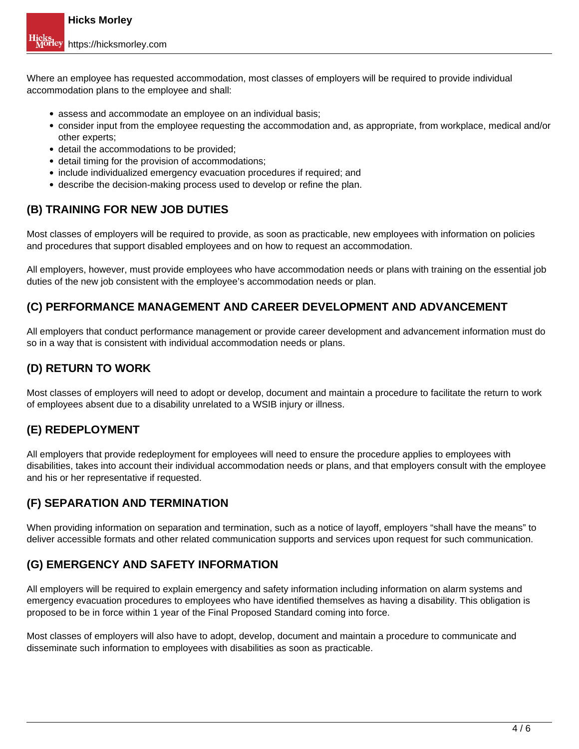Where an employee has requested accommodation, most classes of employers will be required to provide individual accommodation plans to the employee and shall:

- assess and accommodate an employee on an individual basis;
- consider input from the employee requesting the accommodation and, as appropriate, from workplace, medical and/or other experts;
- detail the accommodations to be provided;
- detail timing for the provision of accommodations;
- include individualized emergency evacuation procedures if required; and
- describe the decision-making process used to develop or refine the plan.

### (B) TRAINING FOR NEW JOB DUTIES

Most classes of employers will be required to provide, as soon as practicable, new employees with information on policies and procedures that support disabled employees and on how to request an accommodation.

All employers, however, must provide employees who have accommodation needs or plans with training on the essential job duties of the new job consistent with the employee's accommodation needs or plan.

### (C) PERFORMANCE MANAGEMENT AND CAREER DEVELOPMENT AND ADVANCEMENT

All employers that conduct performance management or provide career development and advancement information must do so in a way that is consistent with individual accommodation needs or plans.

### (D) RETURN TO WORK

Most classes of employers will need to adopt or develop, document and maintain a procedure to facilitate the return to work of employees absent due to a disability unrelated to a WSIB injury or illness.

### (E) REDEPLOYMENT

All employers that provide redeployment for employees will need to ensure the procedure applies to employees with disabilities, takes into account their individual accommodation needs or plans, and that employers consult with the employee and his or her representative if requested.

### (F) SEPARATION AND TERMINATION

When providing information on separation and termination, such as a notice of layoff, employers "shall have the means" to deliver accessible formats and other related communication supports and services upon request for such communication.

### (G) EMERGENCY AND SAFETY INFORMATION

All employers will be required to explain emergency and safety information including information on alarm systems and emergency evacuation procedures to employees who have identified themselves as having a disability. This obligation is proposed to be in force within 1 year of the Final Proposed Standard coming into force.

Most classes of employers will also have to adopt, develop, document and maintain a procedure to communicate and disseminate such information to employees with disabilities as soon as practicable.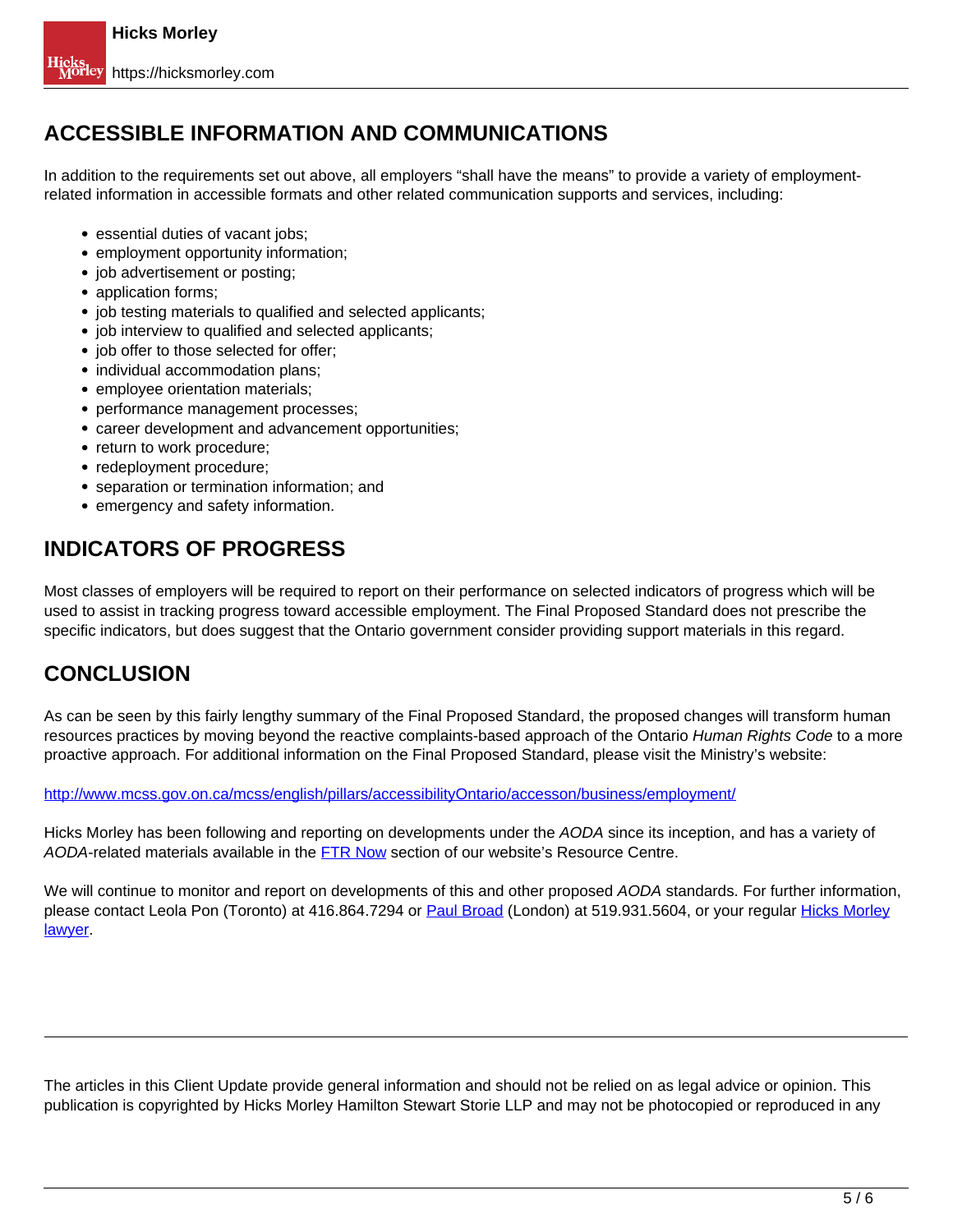## ACCESSIBLE INFORMATION AND COMMUNICATIONS

In addition to the requirements set out above, all employers "shall have the means" to provide a variety of employment-related information in accessible formats and other related communication supports and services, including:

- essential duties of vacant jobs;
- employment opportunity information;
- job advertisement or posting;
- application forms;
- job testing materials to qualified and selected applicants;
- job interview to qualified and selected applicants;
- job offer to those selected for offer;
- individual accommodation plans;
- employee orientation materials;
- performance management processes;
- career development and advancement opportunities;
- return to work procedure;
- redeployment procedure;
- separation or termination information; and
- emergency and safety information.

## INDICATORS OF PROGRESS

Most classes of employers will be required to report on their performance on selected indicators of progress which will be used to assist in tracking progress toward accessible employment. The Final Proposed Standard does not prescribe the specific indicators, but does suggest that the Ontario government consider providing support materials in this regard.

## CONCLUSION

As can be seen by this fairly lengthy summary of the Final Proposed Standard, the proposed changes will transform human resources practices by moving beyond the reactive complaints-based approach of the Ontario *Human Rights Code* to a more proactive approach. For additional information on the Final Proposed Standard, please visit the Ministry's website:

[http://www.mcss.gov.on.ca/mcss/english/pillars/accessibilityOntario/accesson/business/employment/](http://www.mcss.gov.on.ca/mcss/english/pillars/accessibilityOntario/accesson/business/employment/)

Hicks Morley has been following and reporting on developments under the *AODA* since its inception, and has a variety of *AODA*-related materials available in the FTR Now section of our website's Resource Centre.

We will continue to monitor and report on developments of this and other proposed *AODA* standards. For further information, please contact Leola Pon (Toronto) at 416.864.7294 or Paul Broad (London) at 519.931.5604, or your regular Hicks Morley lawyer.

---

The articles in this Client Update provide general information and should not be relied on as legal advice or opinion. This publication is copyrighted by Hicks Morley Hamilton Stewart Storie LLP and may not be photocopied or reproduced in any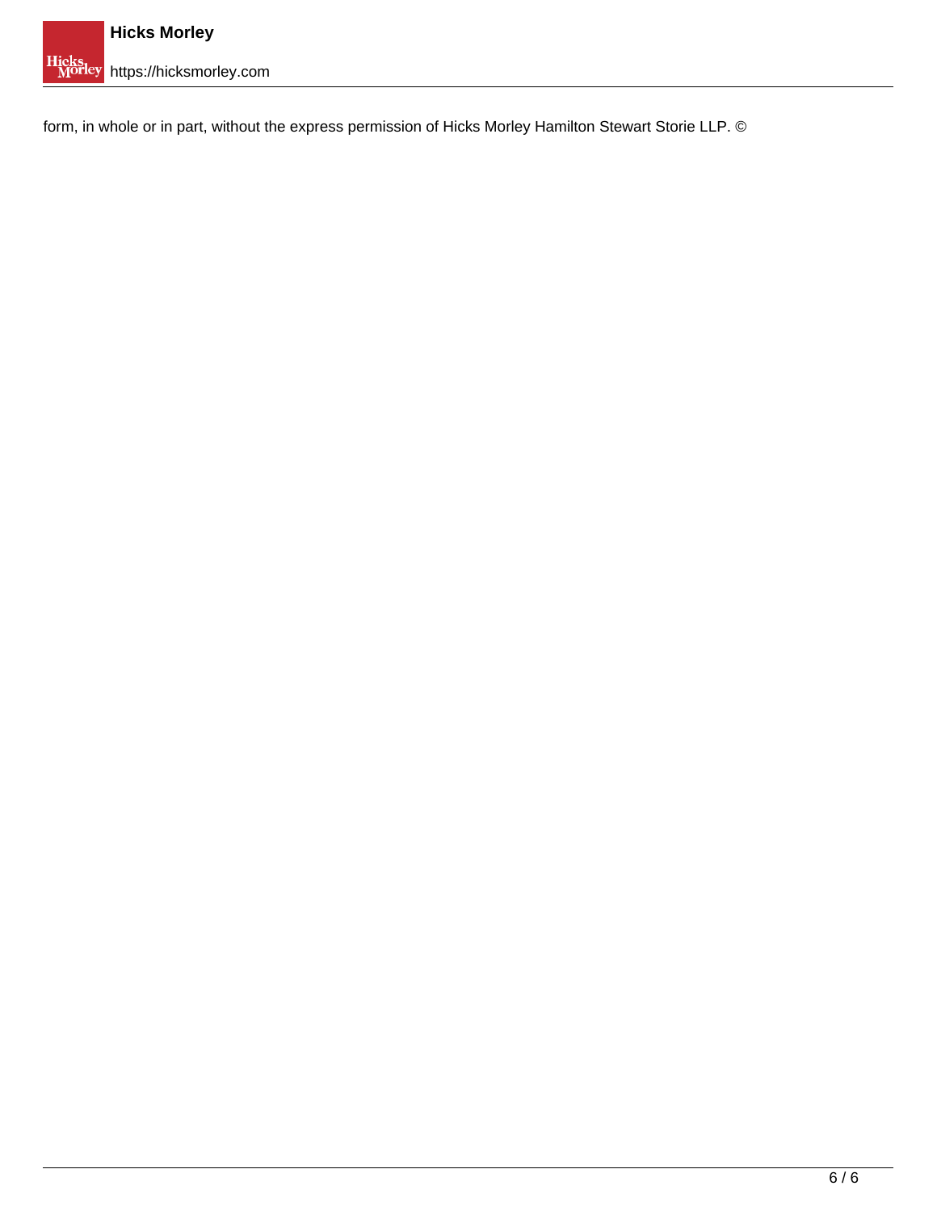form, in whole or in part, without the express permission of Hicks Morley Hamilton Stewart Storie LLP. ©